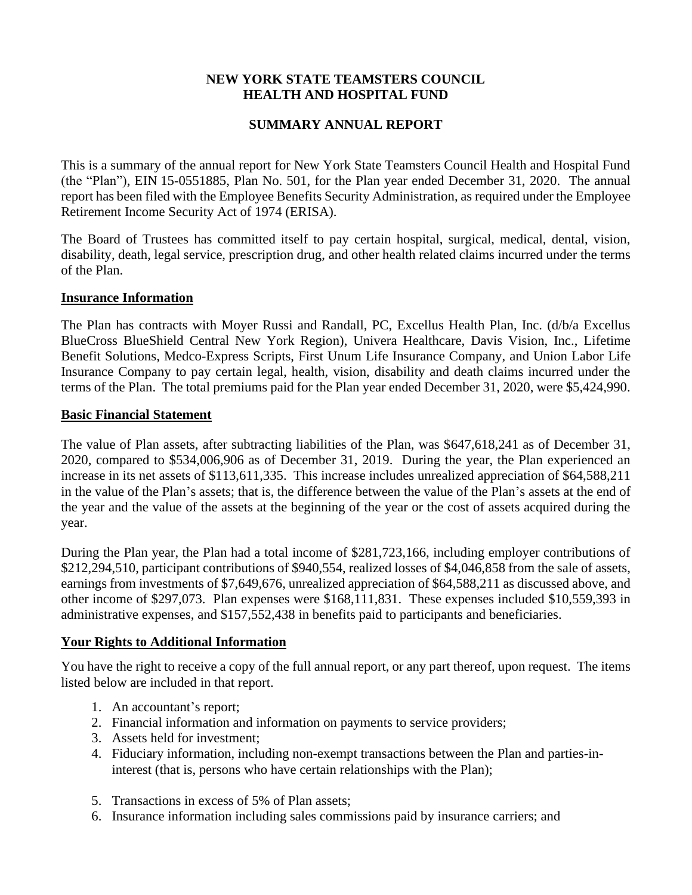# NEW YORK STATE TEAMSTERS COUNCIL HEALTH AND HOSPITAL FUND

## SUMMARY ANNUAL REPORT

This is a summary of the annual report for New York State Teamsters Council Health and Hospital Fund (the "Plan"), EIN 15-0551885, Plan No. 501, for the Plan year ended December 31, 2020. The annual report has been filed with the Employee Benefits Security Administration, as required under the Employee Retirement Income Security Act of 1974 (ERISA).

The Board of Trustees has committed itself to pay certain hospital, surgical, medical, dental, vision, disability, death, legal service, prescription drug, and other health related claims incurred under the terms of the Plan.

### Insurance Information

The Plan has contracts with Moyer Russi and Randall, PC, Excellus Health Plan, Inc. (d/b/a Excellus BlueCross BlueShield Central New York Region), Univera Healthcare, Davis Vision, Inc., Lifetime Benefit Solutions, Medco-Express Scripts, First Unum Life Insurance Company, and Union Labor Life Insurance Company to pay certain legal, health, vision, disability and death claims incurred under the terms of the Plan. The total premiums paid for the Plan year ended December 31, 2020, were $5,424,990.

### Basic Financial Statement

The value of Plan assets, after subtracting liabilities of the Plan, was $647,618,241 as of December 31, 2020, compared to $534,006,906 as of December 31, 2019. During the year, the Plan experienced an increase in its net assets of $113,611,335. This increase includes unrealized appreciation of $64,588,211 in the value of the Plan's assets; that is, the difference between the value of the Plan's assets at the end of the year and the value of the assets at the beginning of the year or the cost of assets acquired during the year.

During the Plan year, the Plan had a total income of $281,723,166, including employer contributions of $212,294,510, participant contributions of $940,554, realized losses of $4,046,858 from the sale of assets, earnings from investments of $7,649,676, unrealized appreciation of $64,588,211 as discussed above, and other income of $297,073. Plan expenses were $168,111,831. These expenses included $10,559,393 in administrative expenses, and $157,552,438 in benefits paid to participants and beneficiaries.

### Your Rights to Additional Information

You have the right to receive a copy of the full annual report, or any part thereof, upon request. The items listed below are included in that report.

1. An accountant's report;
2. Financial information and information on payments to service providers;
3. Assets held for investment;
4. Fiduciary information, including non-exempt transactions between the Plan and parties-in-interest (that is, persons who have certain relationships with the Plan);
5. Transactions in excess of 5% of Plan assets;
6. Insurance information including sales commissions paid by insurance carriers; and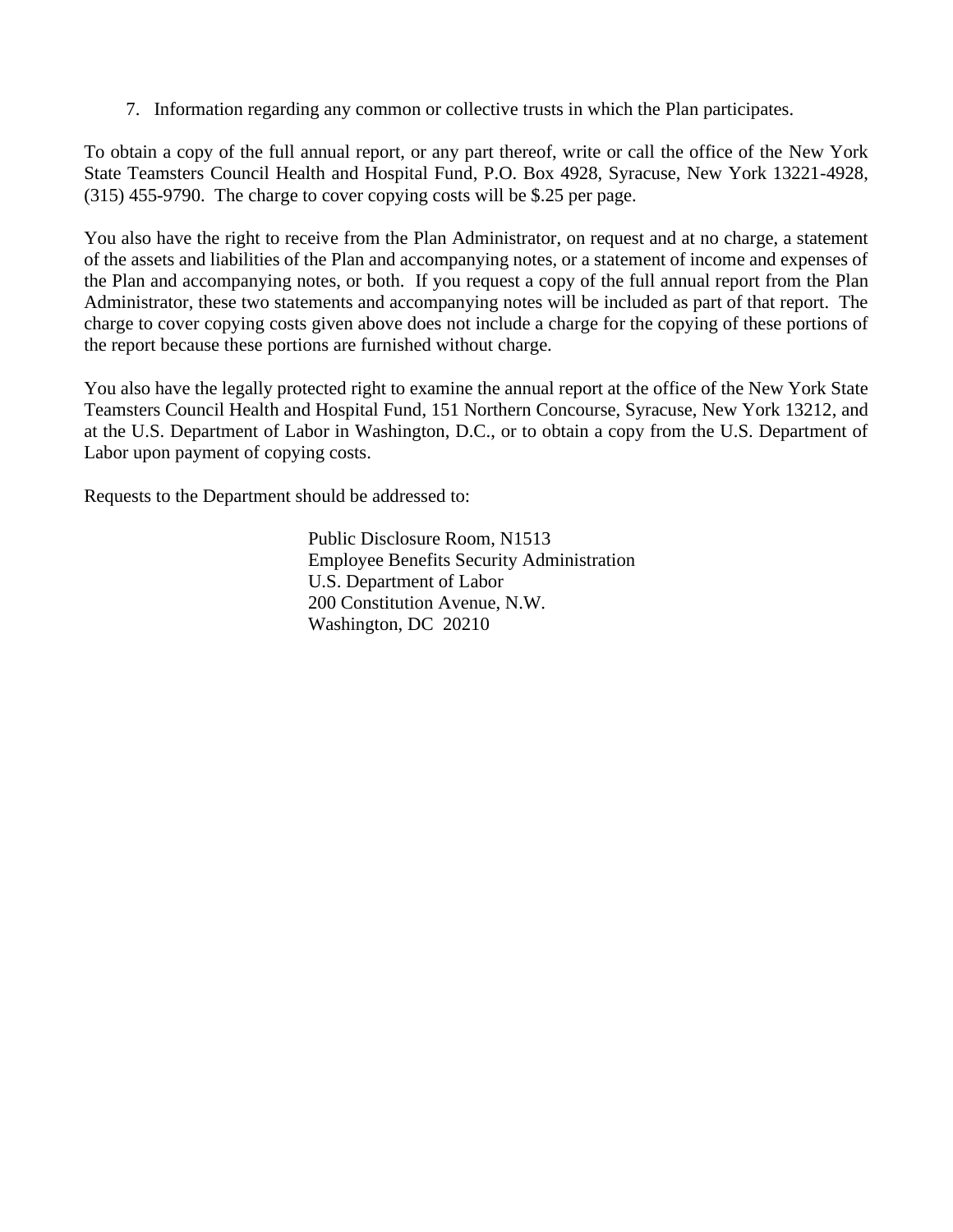7. Information regarding any common or collective trusts in which the Plan participates.

To obtain a copy of the full annual report, or any part thereof, write or call the office of the New York State Teamsters Council Health and Hospital Fund, P.O. Box 4928, Syracuse, New York 13221-4928, (315) 455-9790. The charge to cover copying costs will be $.25 per page.

You also have the right to receive from the Plan Administrator, on request and at no charge, a statement of the assets and liabilities of the Plan and accompanying notes, or a statement of income and expenses of the Plan and accompanying notes, or both. If you request a copy of the full annual report from the Plan Administrator, these two statements and accompanying notes will be included as part of that report. The charge to cover copying costs given above does not include a charge for the copying of these portions of the report because these portions are furnished without charge.

You also have the legally protected right to examine the annual report at the office of the New York State Teamsters Council Health and Hospital Fund, 151 Northern Concourse, Syracuse, New York 13212, and at the U.S. Department of Labor in Washington, D.C., or to obtain a copy from the U.S. Department of Labor upon payment of copying costs.

Requests to the Department should be addressed to:

Public Disclosure Room, N1513
Employee Benefits Security Administration
U.S. Department of Labor
200 Constitution Avenue, N.W.
Washington, DC 20210